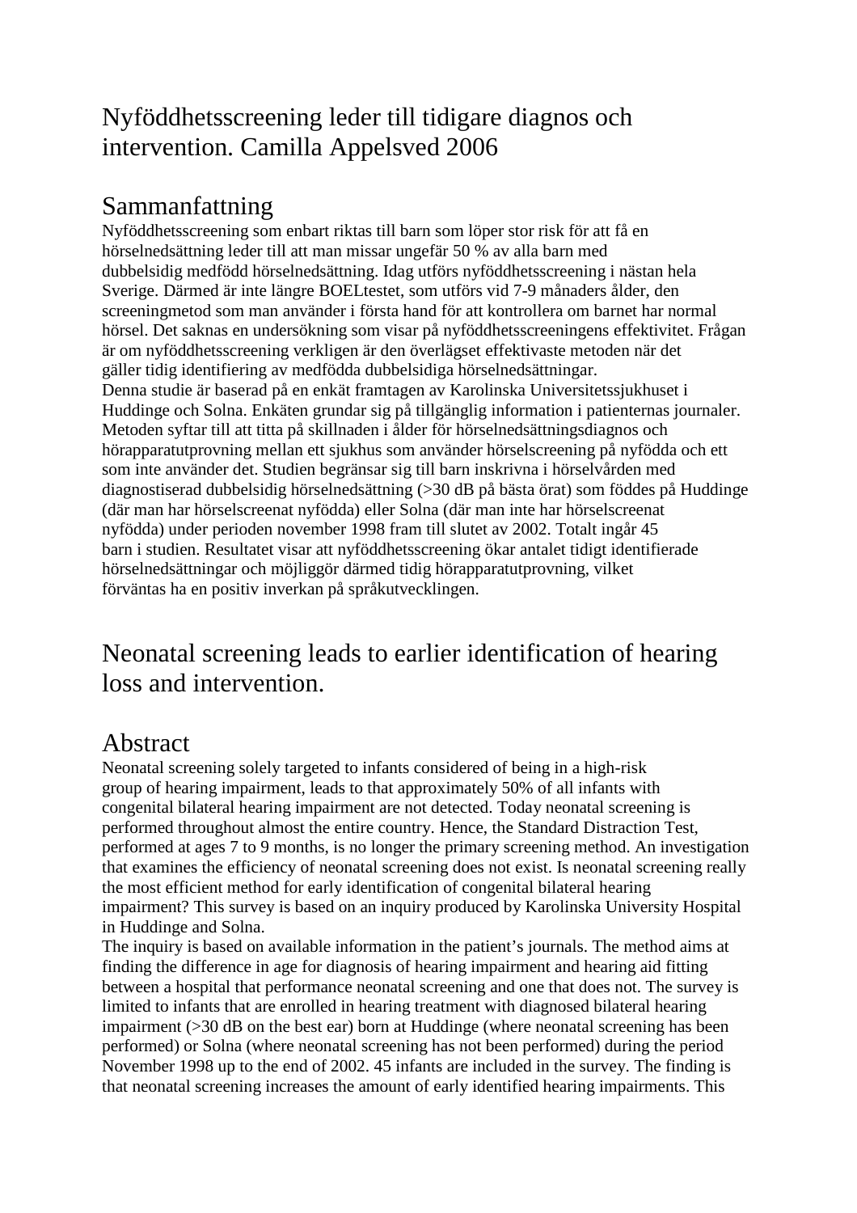# Nyföddhetsscreening leder till tidigare diagnos och intervention. Camilla Appelsved 2006

## Sammanfattning

Nyföddhetsscreening som enbart riktas till barn som löper stor risk för att få en hörselnedsättning leder till att man missar ungefär 50 % av alla barn med dubbelsidig medfödd hörselnedsättning. Idag utförs nyföddhetsscreening i nästan hela Sverige. Därmed är inte längre BOELtestet, som utförs vid 7-9 månaders ålder, den screeningmetod som man använder i första hand för att kontrollera om barnet har normal hörsel. Det saknas en undersökning som visar på nyföddhetsscreeningens effektivitet. Frågan är om nyföddhetsscreening verkligen är den överlägset effektivaste metoden när det gäller tidig identifiering av medfödda dubbelsidiga hörselnedsättningar.
Denna studie är baserad på en enkät framtagen av Karolinska Universitetssjukhuset i Huddinge och Solna. Enkäten grundar sig på tillgänglig information i patienternas journaler. Metoden syftar till att titta på skillnaden i ålder för hörselnedsättningsdiagnos och hörapparatutprovning mellan ett sjukhus som använder hörselscreening på nyfödda och ett som inte använder det. Studien begränsar sig till barn inskrivna i hörselvården med diagnostiserad dubbelsidig hörselnedsättning (>30 dB på bästa örat) som föddes på Huddinge (där man har hörselscreenat nyfödda) eller Solna (där man inte har hörselscreenat nyfödda) under perioden november 1998 fram till slutet av 2002. Totalt ingår 45 barn i studien. Resultatet visar att nyföddhetsscreening ökar antalet tidigt identifierade hörselnedsättningar och möjliggör därmed tidig hörapparatutprovning, vilket förväntas ha en positiv inverkan på språkutvecklingen.

# Neonatal screening leads to earlier identification of hearing loss and intervention.

## Abstract

Neonatal screening solely targeted to infants considered of being in a high-risk group of hearing impairment, leads to that approximately 50% of all infants with congenital bilateral hearing impairment are not detected. Today neonatal screening is performed throughout almost the entire country. Hence, the Standard Distraction Test, performed at ages 7 to 9 months, is no longer the primary screening method. An investigation that examines the efficiency of neonatal screening does not exist. Is neonatal screening really the most efficient method for early identification of congenital bilateral hearing impairment? This survey is based on an inquiry produced by Karolinska University Hospital in Huddinge and Solna.
The inquiry is based on available information in the patient's journals. The method aims at finding the difference in age for diagnosis of hearing impairment and hearing aid fitting between a hospital that performance neonatal screening and one that does not. The survey is limited to infants that are enrolled in hearing treatment with diagnosed bilateral hearing impairment (>30 dB on the best ear) born at Huddinge (where neonatal screening has been performed) or Solna (where neonatal screening has not been performed) during the period November 1998 up to the end of 2002. 45 infants are included in the survey. The finding is that neonatal screening increases the amount of early identified hearing impairments. This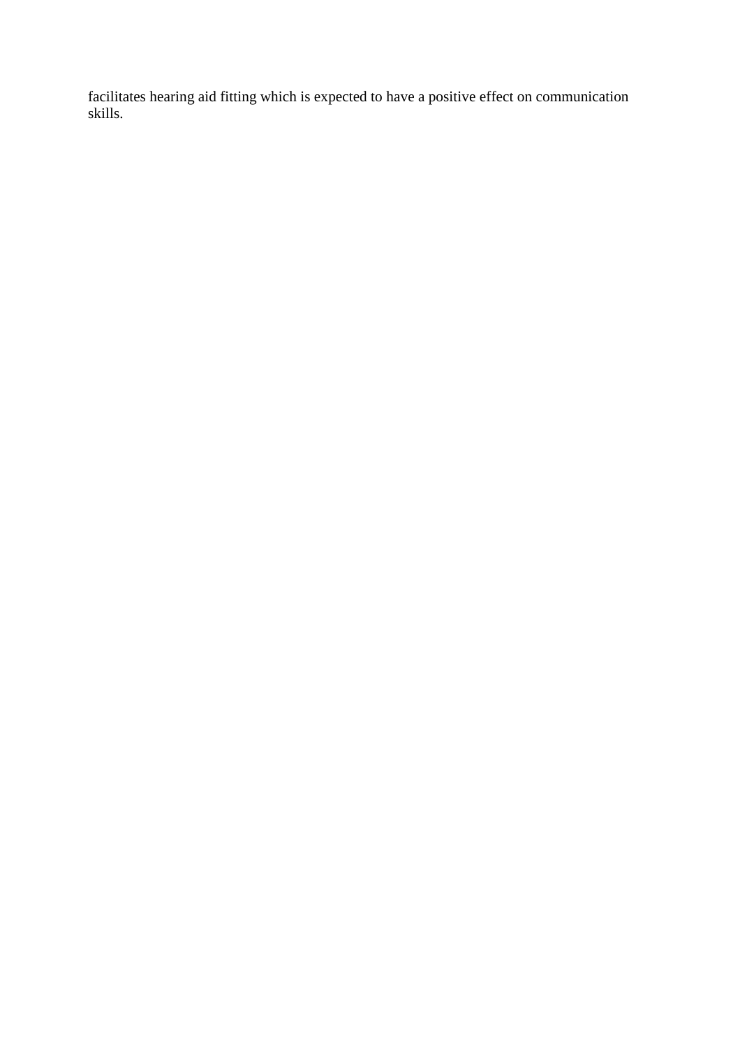facilitates hearing aid fitting which is expected to have a positive effect on communication skills.